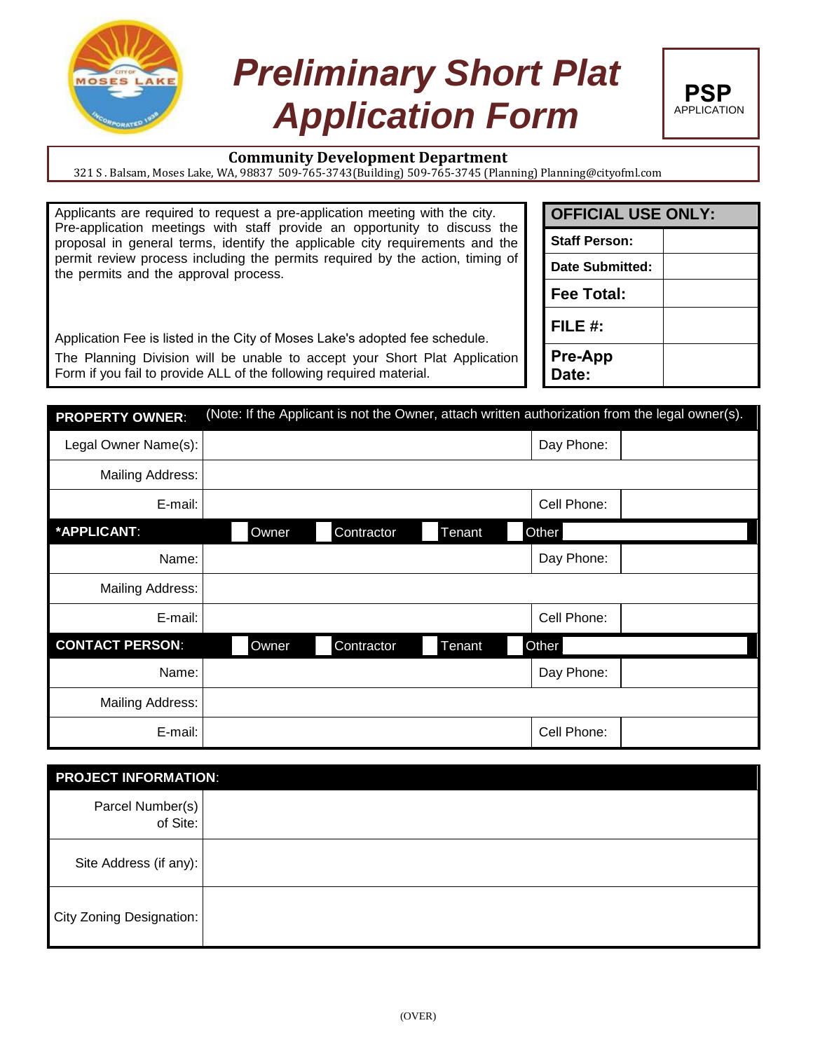# Preliminary Short Plat Application Form

**PSP**
APPLICATION

**Community Development Department**
321 S . Balsam, Moses Lake, WA, 98837 509-765-3743(Building) 509-765-3745 (Planning) Planning@cityofml.com

Applicants are required to request a pre-application meeting with the city. Pre-application meetings with staff provide an opportunity to discuss the proposal in general terms, identify the applicable city requirements and the permit review process including the permits required by the action, timing of the permits and the approval process.

Application Fee is listed in the City of Moses Lake's adopted fee schedule.

The Planning Division will be unable to accept your Short Plat Application Form if you fail to provide ALL of the following required material.

| OFFICIAL USE ONLY: | |
|---|---|
| **Staff Person:** | |
| **Date Submitted:** | |
| **Fee Total:** | |
| **FILE #:** | |
| **Pre-App Date:** | |

| **PROPERTY OWNER**: | (Note: If the Applicant is not the Owner, attach written authorization from the legal owner(s). | | |
|---|---|---|---|
| Legal Owner Name(s): | | Day Phone: | |
| Mailing Address: | | | |
| E-mail: | | Cell Phone: | |
| ***APPLICANT**: | ☐ Owner ☐ Contractor ☐ Tenant ☐ Other | | |
| Name: | | Day Phone: | |
| Mailing Address: | | | |
| E-mail: | | Cell Phone: | |
| **CONTACT PERSON**: | ☐ Owner ☐ Contractor ☐ Tenant ☐ Other | | |
| Name: | | Day Phone: | |
| Mailing Address: | | | |
| E-mail: | | Cell Phone: | |

| **PROJECT INFORMATION**: | |
|---|---|
| Parcel Number(s) of Site: | |
| Site Address (if any): | |
| City Zoning Designation: | |

(OVER)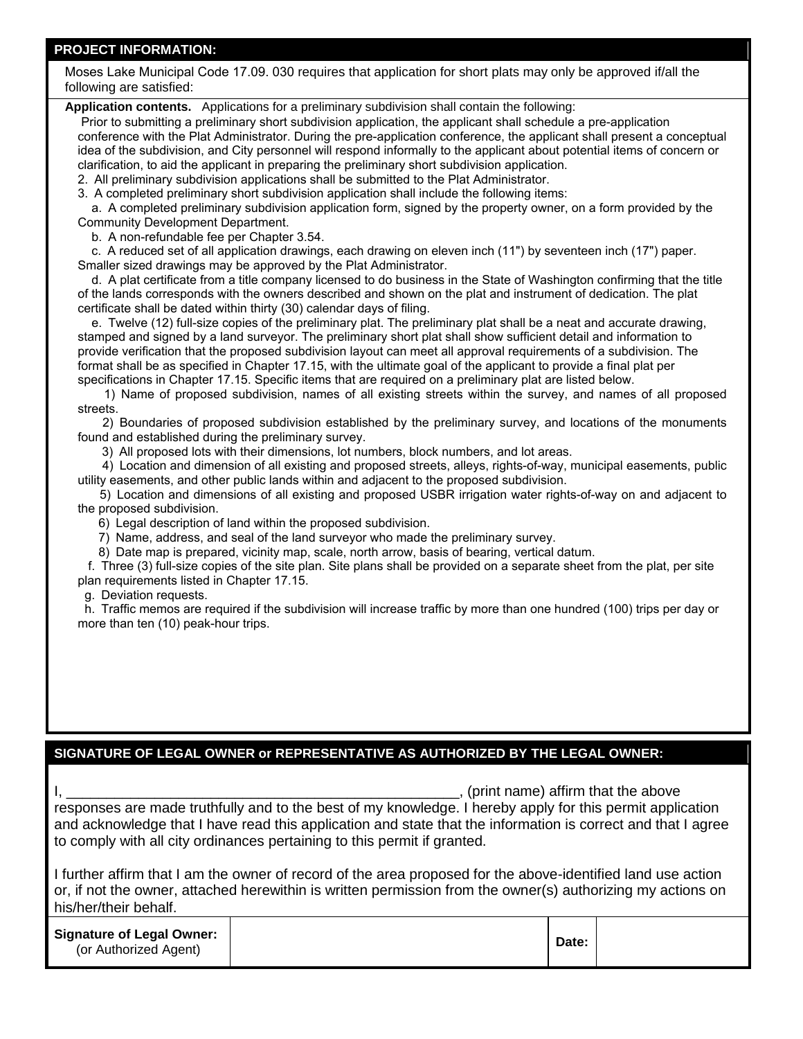## PROJECT INFORMATION:

Moses Lake Municipal Code 17.09. 030 requires that application for short plats may only be approved if/all the following are satisfied:

**Application contents.** Applications for a preliminary subdivision shall contain the following:

Prior to submitting a preliminary short subdivision application, the applicant shall schedule a pre-application conference with the Plat Administrator. During the pre-application conference, the applicant shall present a conceptual idea of the subdivision, and City personnel will respond informally to the applicant about potential items of concern or clarification, to aid the applicant in preparing the preliminary short subdivision application.

2. All preliminary subdivision applications shall be submitted to the Plat Administrator.
3. A completed preliminary short subdivision application shall include the following items:
   - a. A completed preliminary subdivision application form, signed by the property owner, on a form provided by the Community Development Department.
   - b. A non-refundable fee per Chapter 3.54.
   - c. A reduced set of all application drawings, each drawing on eleven inch (11") by seventeen inch (17") paper. Smaller sized drawings may be approved by the Plat Administrator.
   - d. A plat certificate from a title company licensed to do business in the State of Washington confirming that the title of the lands corresponds with the owners described and shown on the plat and instrument of dedication. The plat certificate shall be dated within thirty (30) calendar days of filing.
   - e. Twelve (12) full-size copies of the preliminary plat. The preliminary plat shall be a neat and accurate drawing, stamped and signed by a land surveyor. The preliminary short plat shall show sufficient detail and information to provide verification that the proposed subdivision layout can meet all approval requirements of a subdivision. The format shall be as specified in Chapter 17.15, with the ultimate goal of the applicant to provide a final plat per specifications in Chapter 17.15. Specific items that are required on a preliminary plat are listed below.
     1) Name of proposed subdivision, names of all existing streets within the survey, and names of all proposed streets.
     2) Boundaries of proposed subdivision established by the preliminary survey, and locations of the monuments found and established during the preliminary survey.
     3) All proposed lots with their dimensions, lot numbers, block numbers, and lot areas.
     4) Location and dimension of all existing and proposed streets, alleys, rights-of-way, municipal easements, public utility easements, and other public lands within and adjacent to the proposed subdivision.
     5) Location and dimensions of all existing and proposed USBR irrigation water rights-of-way on and adjacent to the proposed subdivision.
     6) Legal description of land within the proposed subdivision.
     7) Name, address, and seal of the land surveyor who made the preliminary survey.
     8) Date map is prepared, vicinity map, scale, north arrow, basis of bearing, vertical datum.
   - f. Three (3) full-size copies of the site plan. Site plans shall be provided on a separate sheet from the plat, per site plan requirements listed in Chapter 17.15.
   - g. Deviation requests.
   - h. Traffic memos are required if the subdivision will increase traffic by more than one hundred (100) trips per day or more than ten (10) peak-hour trips.

## SIGNATURE OF LEGAL OWNER or REPRESENTATIVE AS AUTHORIZED BY THE LEGAL OWNER:

I, ___________________________________________________, (print name) affirm that the above responses are made truthfully and to the best of my knowledge. I hereby apply for this permit application and acknowledge that I have read this application and state that the information is correct and that I agree to comply with all city ordinances pertaining to this permit if granted.

I further affirm that I am the owner of record of the area proposed for the above-identified land use action or, if not the owner, attached herewithin is written permission from the owner(s) authorizing my actions on his/her/their behalf.

| | | | |
|---|---|---|---|
| **Signature of Legal Owner:** (or Authorized Agent) | | **Date:** | |